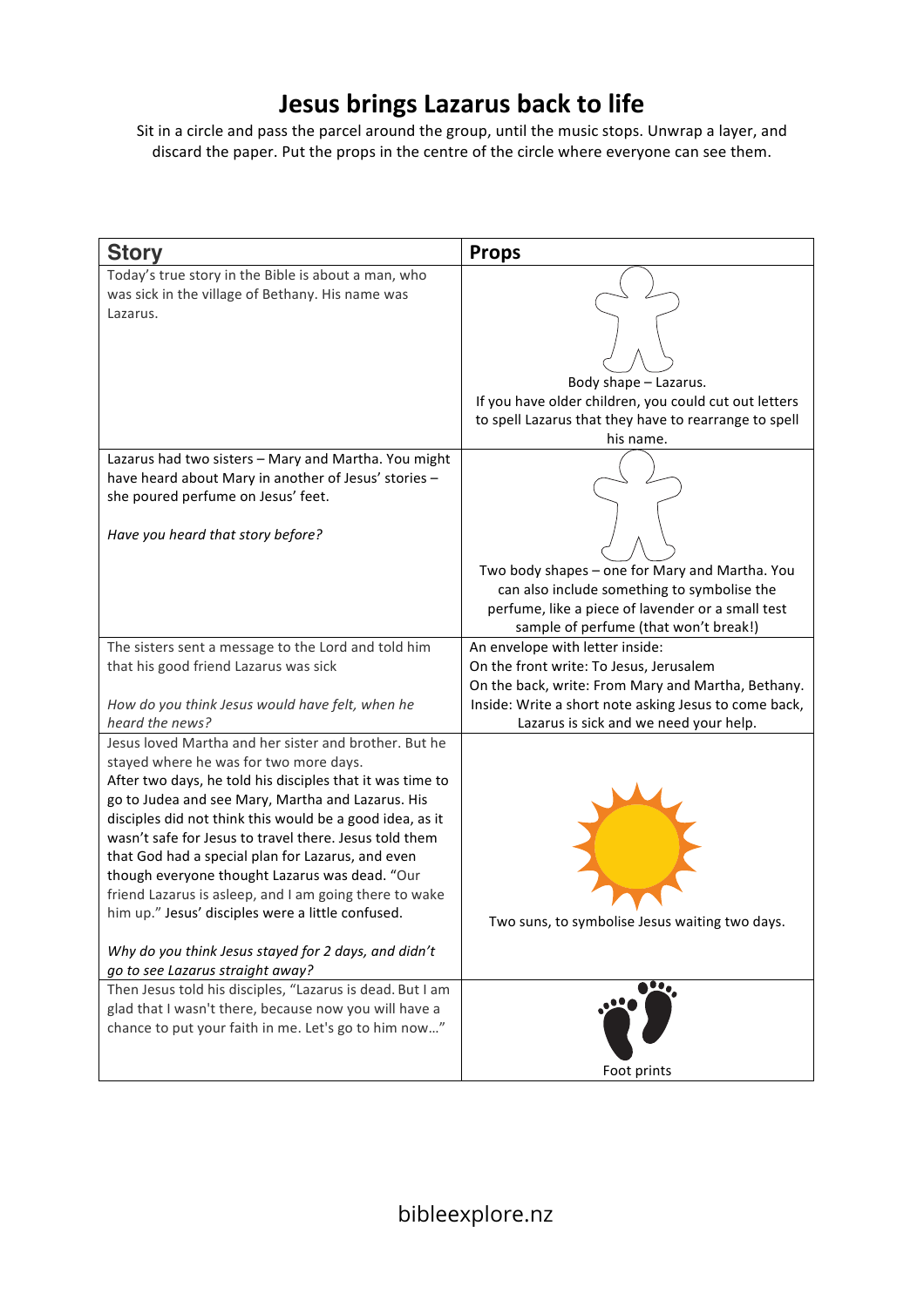# Jesus brings Lazarus back to life

Sit in a circle and pass the parcel around the group, until the music stops. Unwrap a layer, and discard the paper. Put the props in the centre of the circle where everyone can see them.

| Story | Props |
| --- | --- |
| Today's true story in the Bible is about a man, who was sick in the village of Bethany. His name was Lazarus. | Body shape – Lazarus. If you have older children, you could cut out letters to spell Lazarus that they have to rearrange to spell his name. |
| Lazarus had two sisters – Mary and Martha. You might have heard about Mary in another of Jesus' stories – she poured perfume on Jesus' feet.<br><br>*Have you heard that story before?* | Two body shapes – one for Mary and Martha. You can also include something to symbolise the perfume, like a piece of lavender or a small test sample of perfume (that won't break!) |
| The sisters sent a message to the Lord and told him that his good friend Lazarus was sick<br><br>*How do you think Jesus would have felt, when he heard the news?* | An envelope with letter inside:<br>On the front write: To Jesus, Jerusalem<br>On the back, write: From Mary and Martha, Bethany.<br>Inside: Write a short note asking Jesus to come back, Lazarus is sick and we need your help. |
| Jesus loved Martha and her sister and brother. But he stayed where he was for two more days.<br>After two days, he told his disciples that it was time to go to Judea and see Mary, Martha and Lazarus. His disciples did not think this would be a good idea, as it wasn't safe for Jesus to travel there. Jesus told them that God had a special plan for Lazarus, and even though everyone thought Lazarus was dead. "Our friend Lazarus is asleep, and I am going there to wake him up." Jesus' disciples were a little confused.<br><br>*Why do you think Jesus stayed for 2 days, and didn't go to see Lazarus straight away?* | Two suns, to symbolise Jesus waiting two days. |
| Then Jesus told his disciples, "Lazarus is dead. But I am glad that I wasn't there, because now you will have a chance to put your faith in me. Let's go to him now…" | Foot prints |

bibleexplore.nz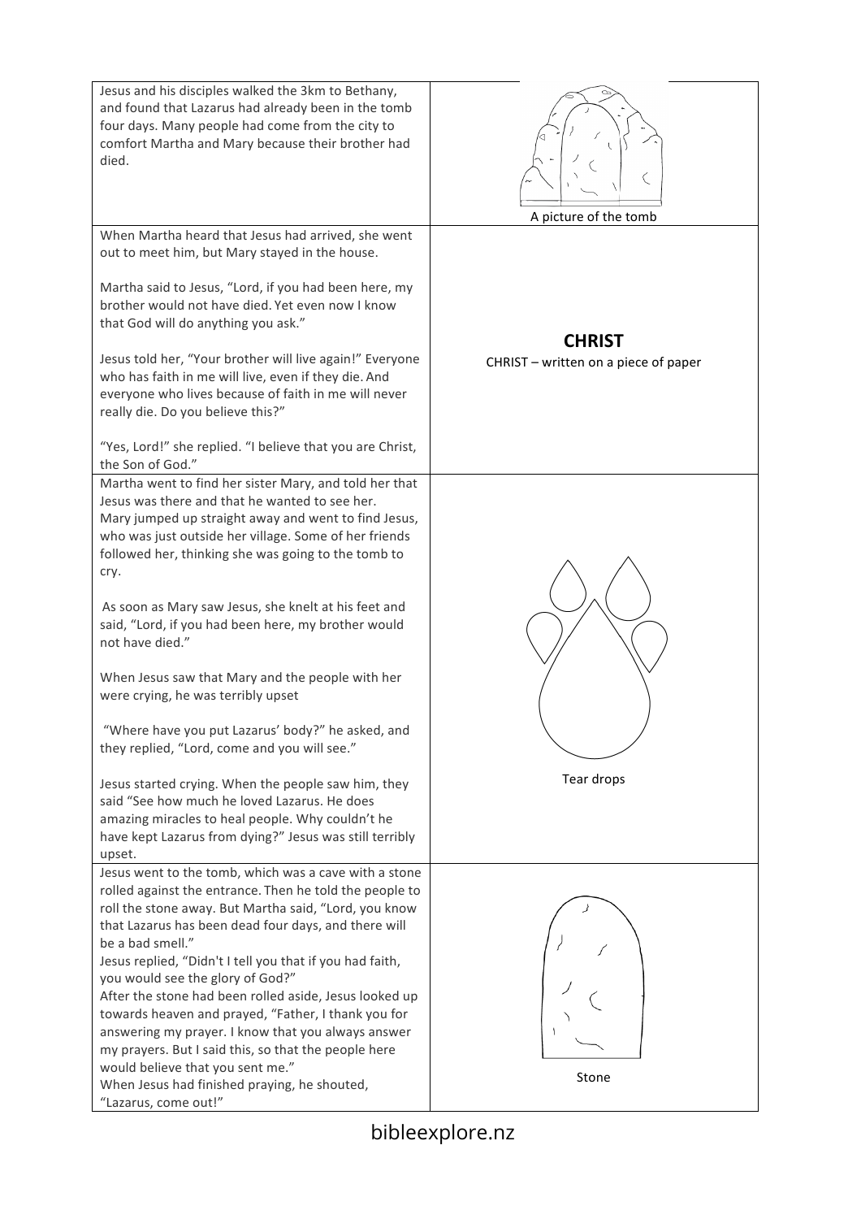| | |
|---|---|
| Jesus and his disciples walked the 3km to Bethany, and found that Lazarus had already been in the tomb four days. Many people had come from the city to comfort Martha and Mary because their brother had died. | A picture of the tomb |
| When Martha heard that Jesus had arrived, she went out to meet him, but Mary stayed in the house.<br><br>Martha said to Jesus, "Lord, if you had been here, my brother would not have died. Yet even now I know that God will do anything you ask."<br><br>Jesus told her, "Your brother will live again!" Everyone who has faith in me will live, even if they die. And everyone who lives because of faith in me will never really die. Do you believe this?"<br><br>"Yes, Lord!" she replied. "I believe that you are Christ, the Son of God." | **CHRIST**<br>CHRIST – written on a piece of paper |
| Martha went to find her sister Mary, and told her that Jesus was there and that he wanted to see her. Mary jumped up straight away and went to find Jesus, who was just outside her village. Some of her friends followed her, thinking she was going to the tomb to cry.<br><br>As soon as Mary saw Jesus, she knelt at his feet and said, "Lord, if you had been here, my brother would not have died."<br><br>When Jesus saw that Mary and the people with her were crying, he was terribly upset<br><br>"Where have you put Lazarus' body?" he asked, and they replied, "Lord, come and you will see."<br><br>Jesus started crying. When the people saw him, they said "See how much he loved Lazarus. He does amazing miracles to heal people. Why couldn't he have kept Lazarus from dying?" Jesus was still terribly upset. | Tear drops |
| Jesus went to the tomb, which was a cave with a stone rolled against the entrance. Then he told the people to roll the stone away. But Martha said, "Lord, you know that Lazarus has been dead four days, and there will be a bad smell."<br>Jesus replied, "Didn't I tell you that if you had faith, you would see the glory of God?"<br>After the stone had been rolled aside, Jesus looked up towards heaven and prayed, "Father, I thank you for answering my prayer. I know that you always answer my prayers. But I said this, so that the people here would believe that you sent me."<br>When Jesus had finished praying, he shouted, "Lazarus, come out!" | Stone |

bibleexplore.nz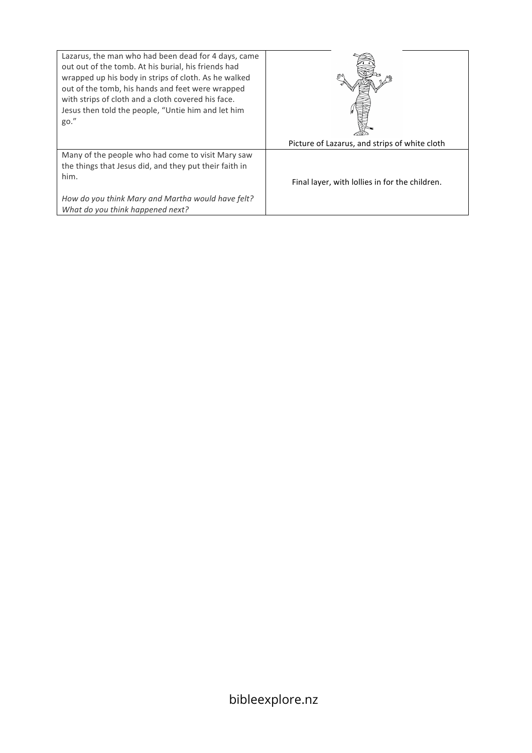| | |
|---|---|
| Lazarus, the man who had been dead for 4 days, came out out of the tomb. At his burial, his friends had wrapped up his body in strips of cloth. As he walked out of the tomb, his hands and feet were wrapped with strips of cloth and a cloth covered his face. Jesus then told the people, "Untie him and let him go." | Picture of Lazarus, and strips of white cloth |
| Many of the people who had come to visit Mary saw the things that Jesus did, and they put their faith in him.<br><br>*How do you think Mary and Martha would have felt? What do you think happened next?* | Final layer, with lollies in for the children. |

bibleexplore.nz